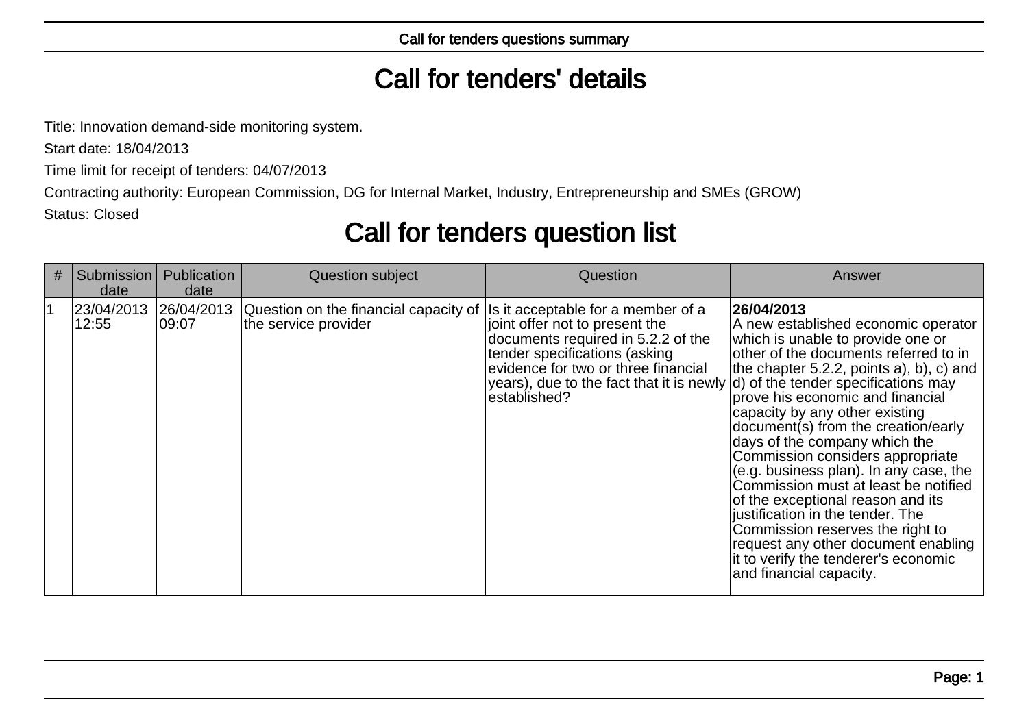# Call for tenders' details

Title: Innovation demand-side monitoring system.

Start date: 18/04/2013

Time limit for receipt of tenders: 04/07/2013

Contracting authority: European Commission, DG for Internal Market, Industry, Entrepreneurship and SMEs (GROW)

Status: Closed

# Call for tenders question list

| # | Submission date | Publication date | Question subject | Question | Answer |
|---|---|---|---|---|---|
| 1 | 23/04/2013 12:55 | 26/04/2013 09:07 | Question on the financial capacity of the service provider | Is it acceptable for a member of a joint offer not to present the documents required in 5.2.2 of the tender specifications (asking evidence for two or three financial years), due to the fact that it is newly established? | **26/04/2013** A new established economic operator which is unable to provide one or other of the documents referred to in the chapter 5.2.2, points a), b), c) and d) of the tender specifications may prove his economic and financial capacity by any other existing document(s) from the creation/early days of the company which the Commission considers appropriate (e.g. business plan). In any case, the Commission must at least be notified of the exceptional reason and its justification in the tender. The Commission reserves the right to request any other document enabling it to verify the tenderer's economic and financial capacity. |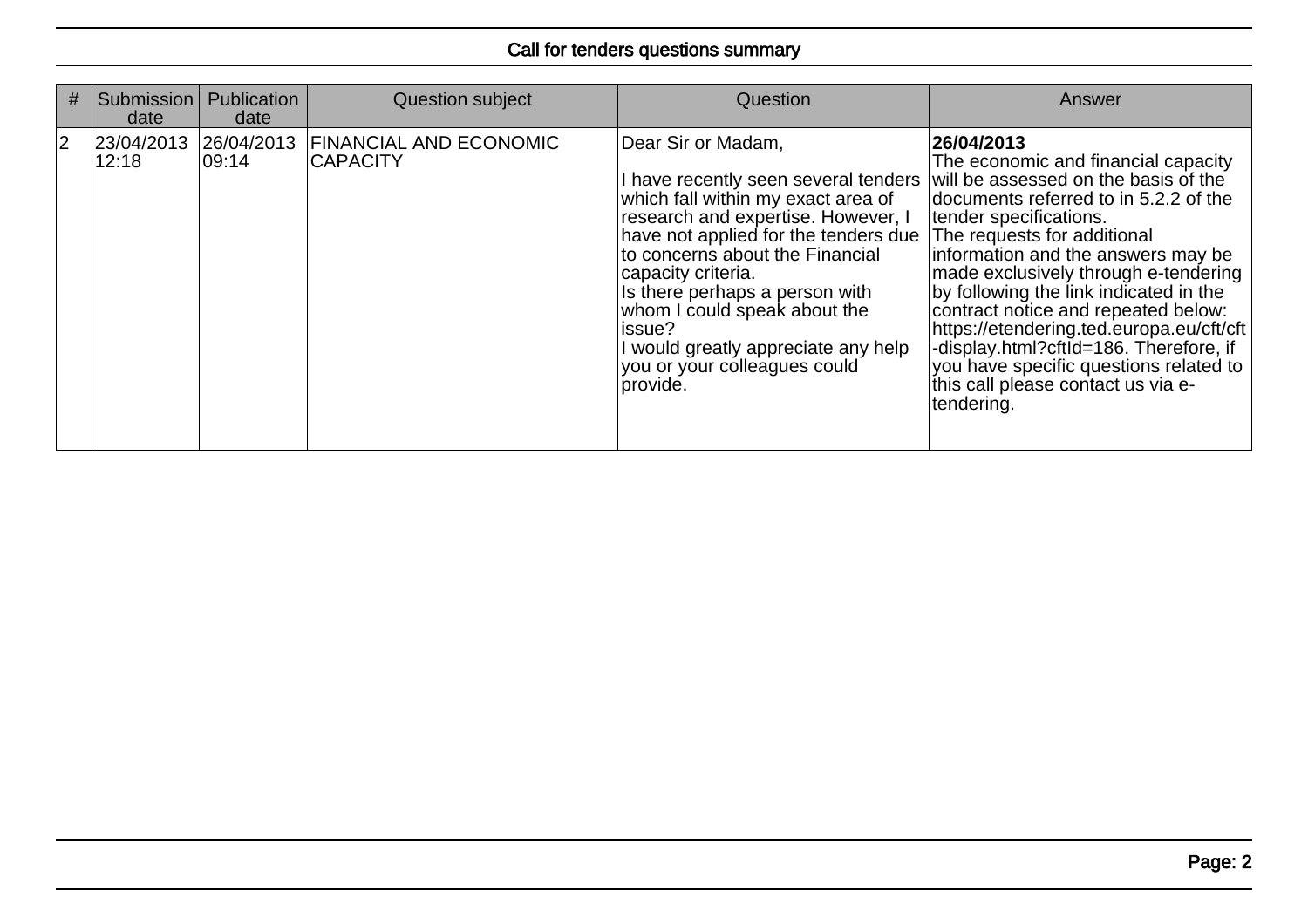## Call for tenders questions summary

| # | Submission date | Publication date | Question subject | Question | Answer |
|---|---|---|---|---|---|
| 2 | 23/04/2013 12:18 | 26/04/2013 09:14 | FINANCIAL AND ECONOMIC CAPACITY | Dear Sir or Madam,<br><br>I have recently seen several tenders which fall within my exact area of research and expertise. However, I have not applied for the tenders due to concerns about the Financial capacity criteria.<br>Is there perhaps a person with whom I could speak about the issue?<br>I would greatly appreciate any help you or your colleagues could provide. | **26/04/2013**<br>The economic and financial capacity will be assessed on the basis of the documents referred to in 5.2.2 of the tender specifications.<br>The requests for additional information and the answers may be made exclusively through e-tendering by following the link indicated in the contract notice and repeated below: https://etendering.ted.europa.eu/cft/cft-display.html?cftId=186. Therefore, if you have specific questions related to this call please contact us via e-tendering. |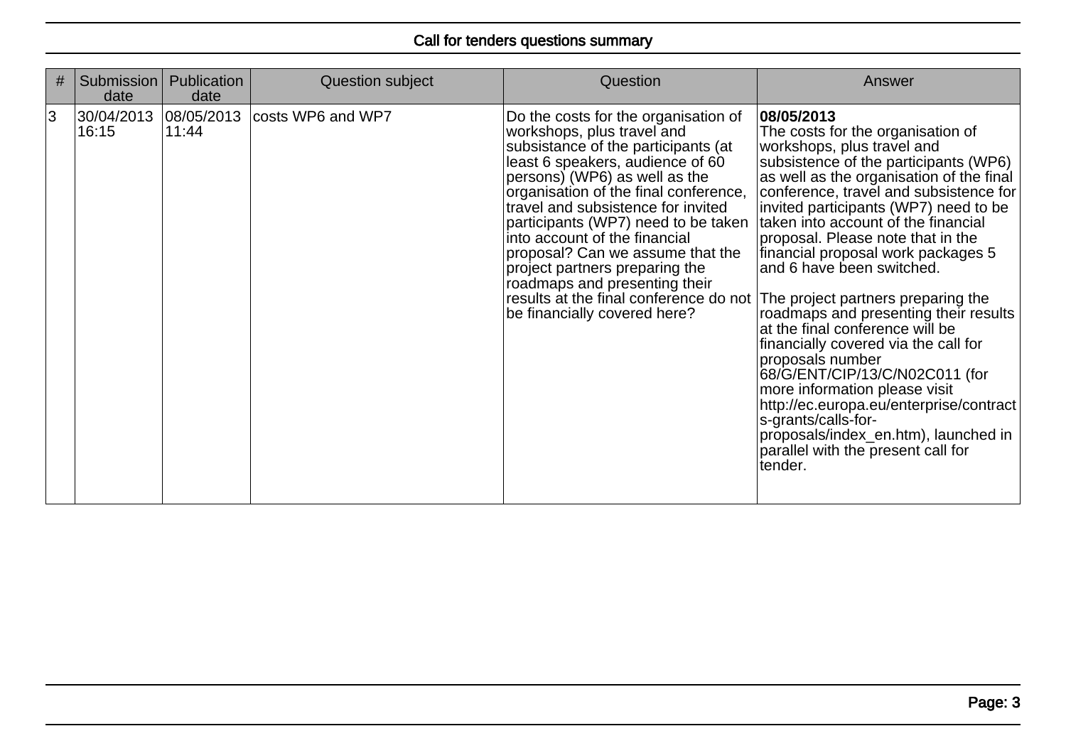| # | Submission date | Publication date | Question subject | Question | Answer |
|---|---|---|---|---|---|
| 3 | 30/04/2013 16:15 | 08/05/2013 11:44 | costs WP6 and WP7 | Do the costs for the organisation of workshops, plus travel and subsistance of the participants (at least 6 speakers, audience of 60 persons) (WP6) as well as the organisation of the final conference, travel and subsistence for invited participants (WP7) need to be taken into account of the financial proposal? Can we assume that the project partners preparing the roadmaps and presenting their results at the final conference do not be financially covered here? | **08/05/2013** The costs for the organisation of workshops, plus travel and subsistence of the participants (WP6) as well as the organisation of the final conference, travel and subsistence for invited participants (WP7) need to be taken into account of the financial proposal. Please note that in the financial proposal work packages 5 and 6 have been switched. <br><br> The project partners preparing the roadmaps and presenting their results at the final conference will be financially covered via the call for proposals number 68/G/ENT/CIP/13/C/N02C011 (for more information please visit http://ec.europa.eu/enterprise/contracts-grants/calls-for-proposals/index_en.htm), launched in parallel with the present call for tender. |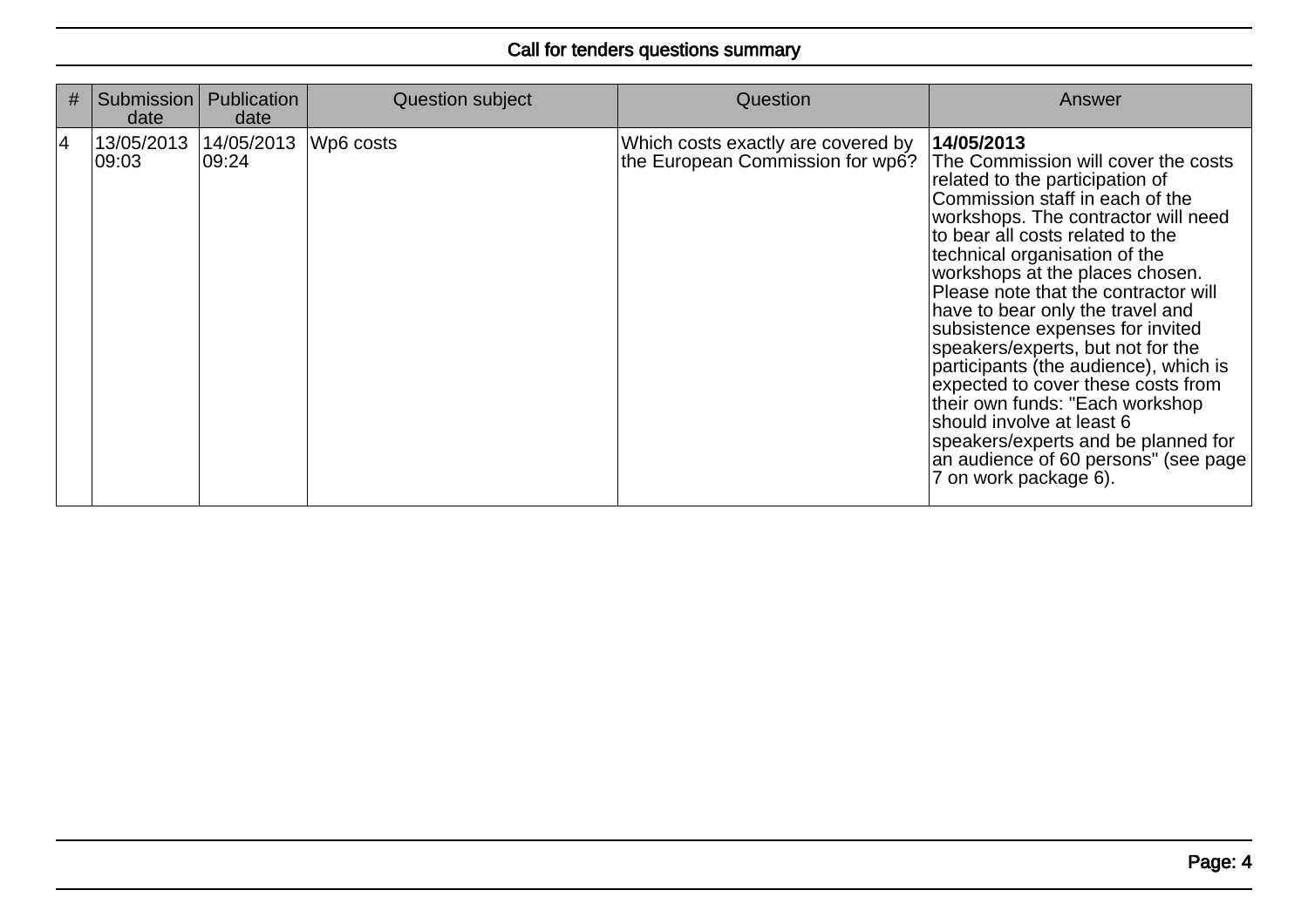## Call for tenders questions summary

| # | Submission date | Publication date | Question subject | Question | Answer |
|---|---|---|---|---|---|
| 4 | 13/05/2013 09:03 | 14/05/2013 09:24 | Wp6 costs | Which costs exactly are covered by the European Commission for wp6? | **14/05/2013** The Commission will cover the costs related to the participation of Commission staff in each of the workshops. The contractor will need to bear all costs related to the technical organisation of the workshops at the places chosen. Please note that the contractor will have to bear only the travel and subsistence expenses for invited speakers/experts, but not for the participants (the audience), which is expected to cover these costs from their own funds: "Each workshop should involve at least 6 speakers/experts and be planned for an audience of 60 persons" (see page 7 on work package 6). |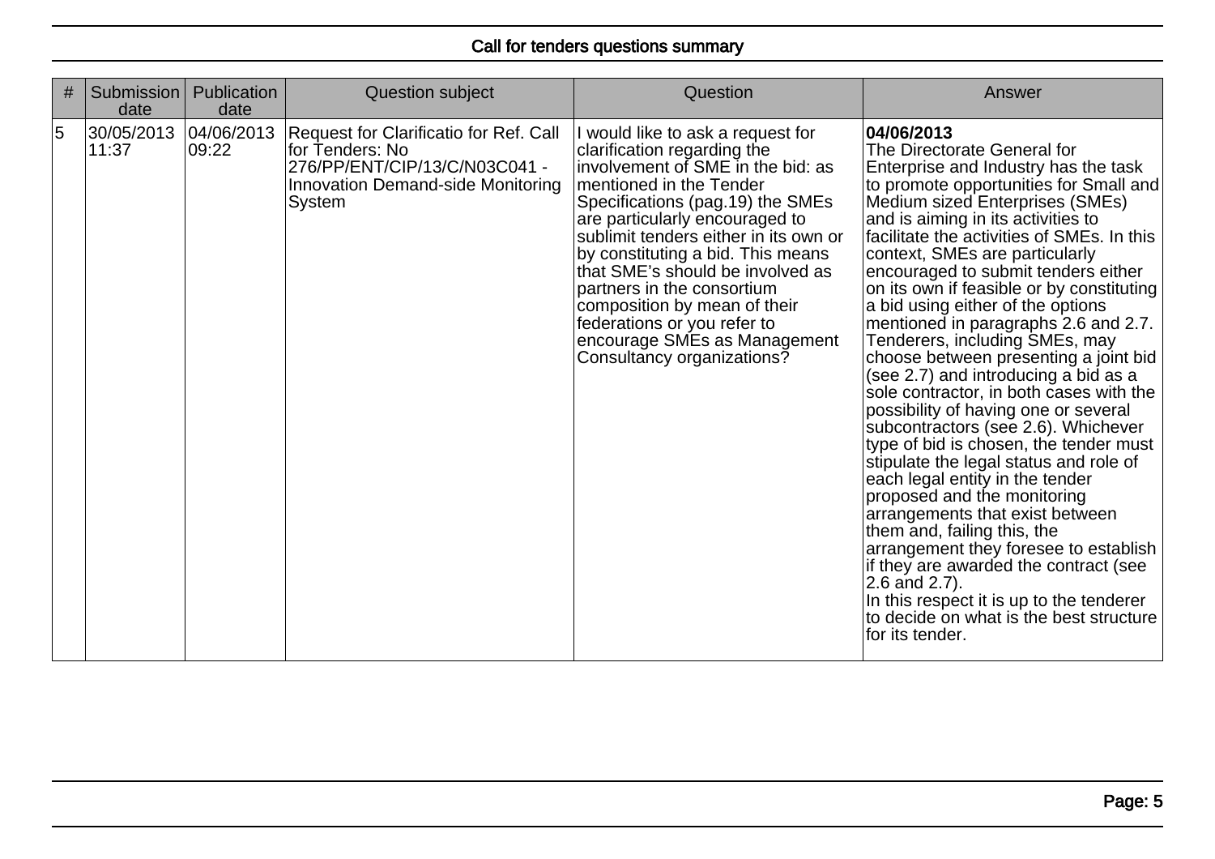## Call for tenders questions summary

| # | Submission date | Publication date | Question subject | Question | Answer |
|---|---|---|---|---|---|
| 5 | 30/05/2013 11:37 | 04/06/2013 09:22 | Request for Clarificatio for Ref. Call for Tenders: No 276/PP/ENT/CIP/13/C/N03C041 - Innovation Demand-side Monitoring System | I would like to ask a request for clarification regarding the involvement of SME in the bid: as mentioned in the Tender Specifications (pag.19) the SMEs are particularly encouraged to sublimit tenders either in its own or by constituting a bid. This means that SME's should be involved as partners in the consortium composition by mean of their federations or you refer to encourage SMEs as Management Consultancy organizations? | **04/06/2013** The Directorate General for Enterprise and Industry has the task to promote opportunities for Small and Medium sized Enterprises (SMEs) and is aiming in its activities to facilitate the activities of SMEs. In this context, SMEs are particularly encouraged to submit tenders either on its own if feasible or by constituting a bid using either of the options mentioned in paragraphs 2.6 and 2.7. Tenderers, including SMEs, may choose between presenting a joint bid (see 2.7) and introducing a bid as a sole contractor, in both cases with the possibility of having one or several subcontractors (see 2.6). Whichever type of bid is chosen, the tender must stipulate the legal status and role of each legal entity in the tender proposed and the monitoring arrangements that exist between them and, failing this, the arrangement they foresee to establish if they are awarded the contract (see 2.6 and 2.7). In this respect it is up to the tenderer to decide on what is the best structure for its tender. |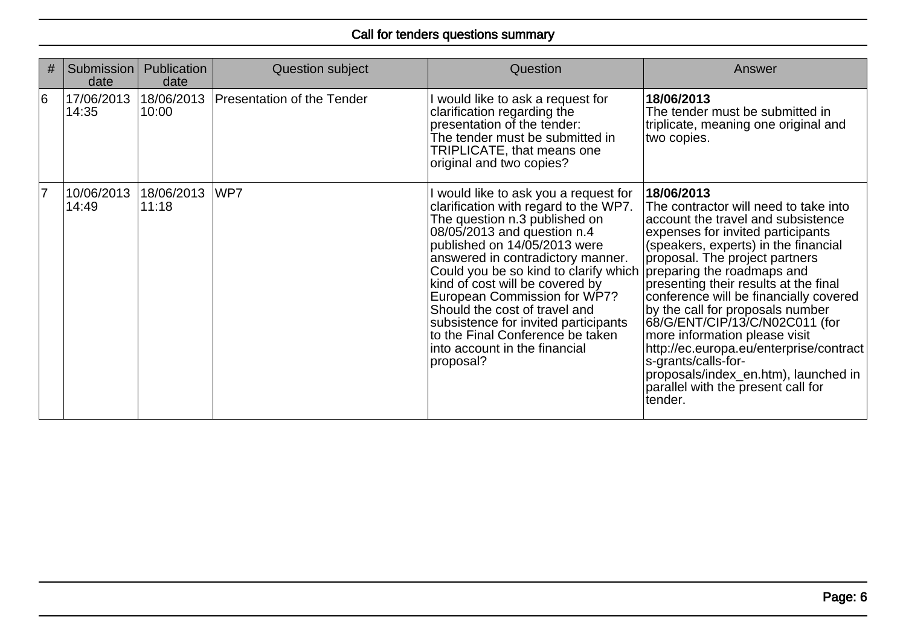## Call for tenders questions summary

| # | Submission date | Publication date | Question subject | Question | Answer |
|---|---|---|---|---|---|
| 6 | 17/06/2013 14:35 | 18/06/2013 10:00 | Presentation of the Tender | I would like to ask a request for clarification regarding the presentation of the tender: The tender must be submitted in TRIPLICATE, that means one original and two copies? | **18/06/2013** The tender must be submitted in triplicate, meaning one original and two copies. |
| 7 | 10/06/2013 14:49 | 18/06/2013 11:18 | WP7 | I would like to ask you a request for clarification with regard to the WP7. The question n.3 published on 08/05/2013 and question n.4 published on 14/05/2013 were answered in contradictory manner. Could you be so kind to clarify which kind of cost will be covered by European Commission for WP7? Should the cost of travel and subsistence for invited participants to the Final Conference be taken into account in the financial proposal? | **18/06/2013** The contractor will need to take into account the travel and subsistence expenses for invited participants (speakers, experts) in the financial proposal. The project partners preparing the roadmaps and presenting their results at the final conference will be financially covered by the call for proposals number 68/G/ENT/CIP/13/C/N02C011 (for more information please visit http://ec.europa.eu/enterprise/contracts-grants/calls-for-proposals/index_en.htm), launched in parallel with the present call for tender. |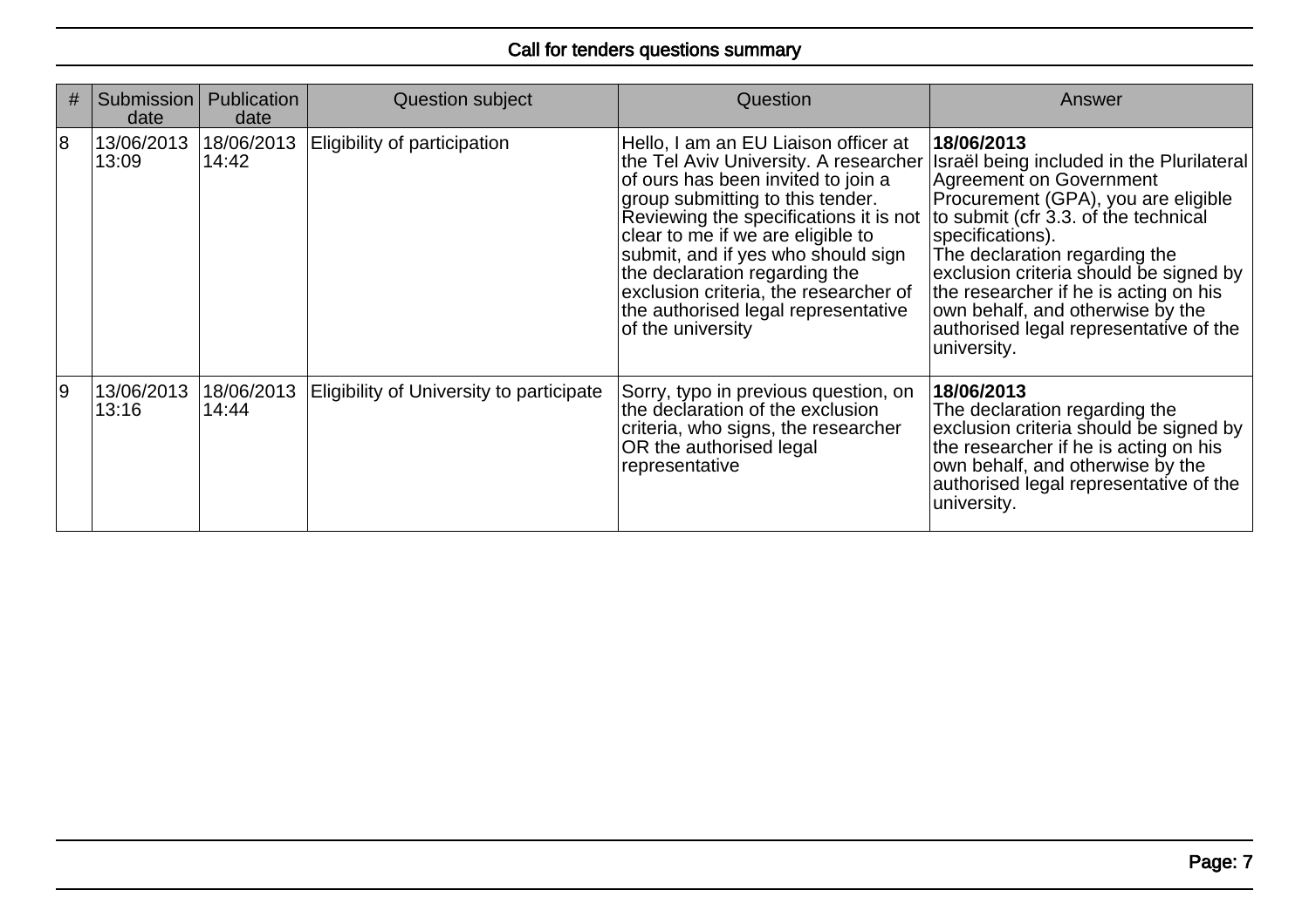## Call for tenders questions summary

| # | Submission date | Publication date | Question subject | Question | Answer |
|---|---|---|---|---|---|
| 8 | 13/06/2013 13:09 | 18/06/2013 14:42 | Eligibility of participation | Hello, I am an EU Liaison officer at the Tel Aviv University. A researcher of ours has been invited to join a group submitting to this tender. Reviewing the specifications it is not clear to me if we are eligible to submit, and if yes who should sign the declaration regarding the exclusion criteria, the researcher of the authorised legal representative of the university | **18/06/2013** Israël being included in the Plurilateral Agreement on Government Procurement (GPA), you are eligible to submit (cfr 3.3. of the technical specifications). The declaration regarding the exclusion criteria should be signed by the researcher if he is acting on his own behalf, and otherwise by the authorised legal representative of the university. |
| 9 | 13/06/2013 13:16 | 18/06/2013 14:44 | Eligibility of University to participate | Sorry, typo in previous question, on the declaration of the exclusion criteria, who signs, the researcher OR the authorised legal representative | **18/06/2013** The declaration regarding the exclusion criteria should be signed by the researcher if he is acting on his own behalf, and otherwise by the authorised legal representative of the university. |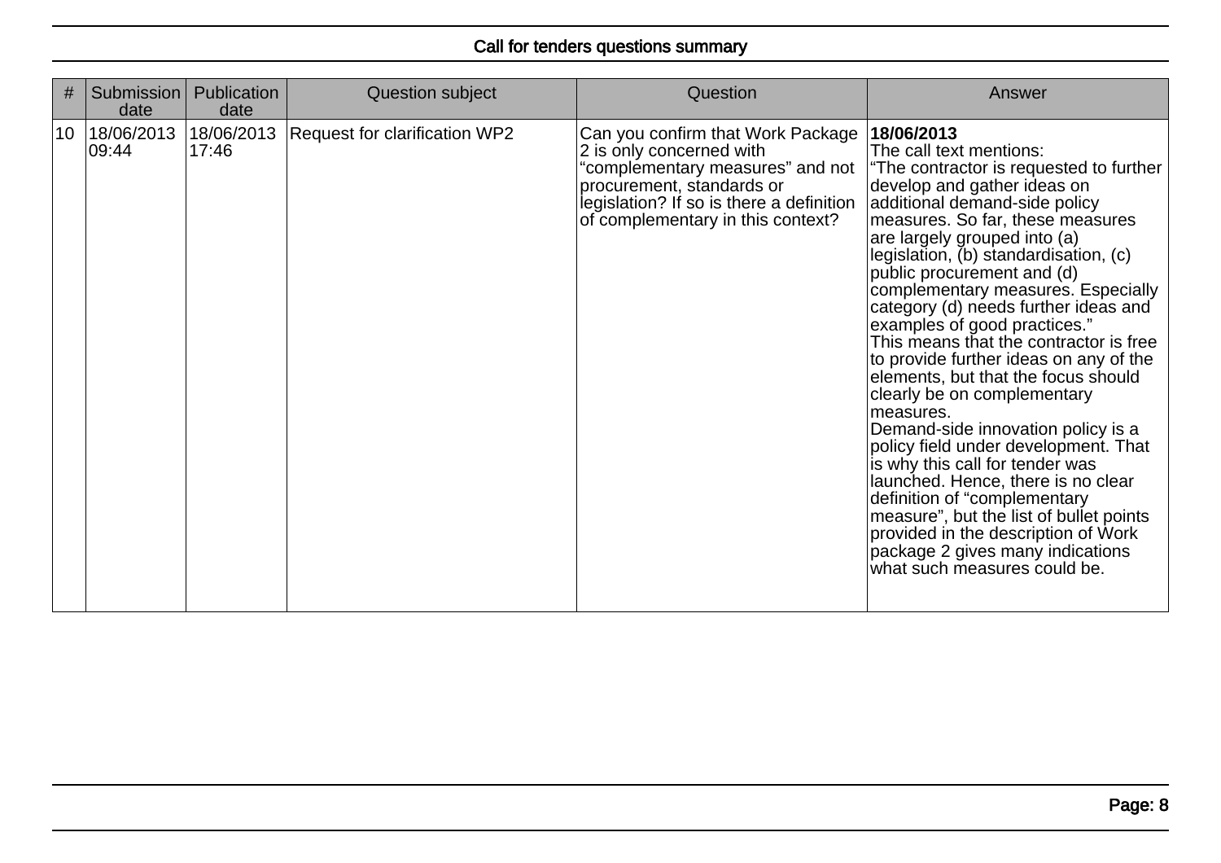## Call for tenders questions summary

| # | Submission date | Publication date | Question subject | Question | Answer |
|---|---|---|---|---|---|
| 10 | 18/06/2013 09:44 | 18/06/2013 17:46 | Request for clarification WP2 | Can you confirm that Work Package 2 is only concerned with “complementary measures” and not procurement, standards or legislation? If so is there a definition of complementary in this context? | **18/06/2013** The call text mentions: “The contractor is requested to further develop and gather ideas on additional demand-side policy measures. So far, these measures are largely grouped into (a) legislation, (b) standardisation, (c) public procurement and (d) complementary measures. Especially category (d) needs further ideas and examples of good practices.” This means that the contractor is free to provide further ideas on any of the elements, but that the focus should clearly be on complementary measures. Demand-side innovation policy is a policy field under development. That is why this call for tender was launched. Hence, there is no clear definition of “complementary measure”, but the list of bullet points provided in the description of Work package 2 gives many indications what such measures could be. |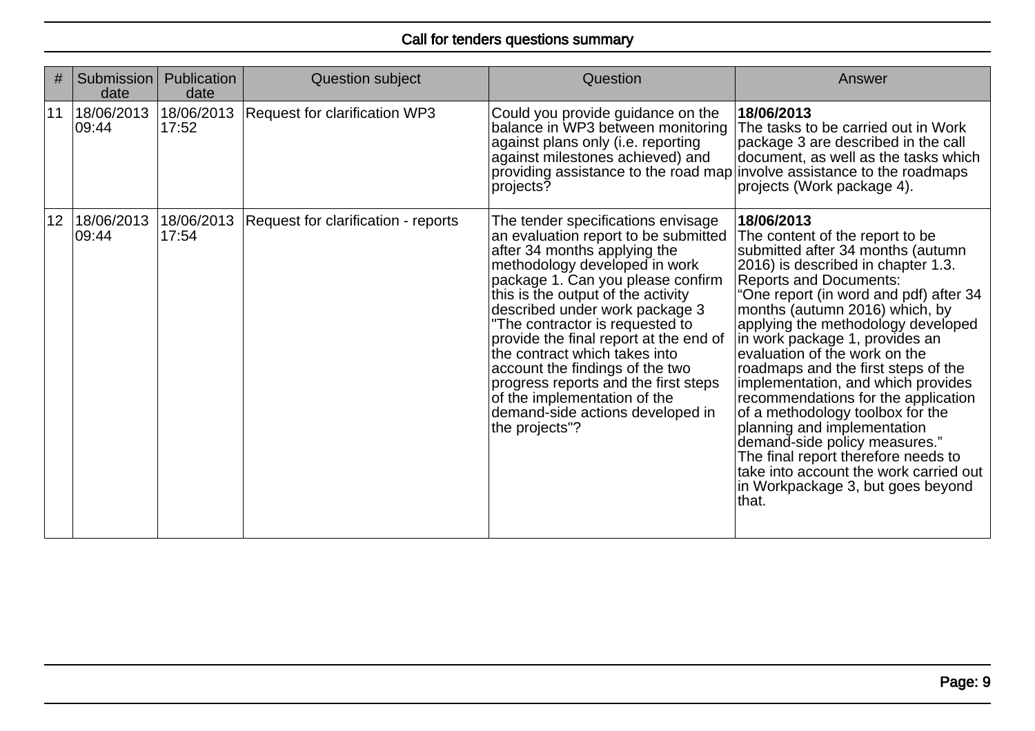## Call for tenders questions summary

| # | Submission date | Publication date | Question subject | Question | Answer |
|---|---|---|---|---|---|
| 11 | 18/06/2013 09:44 | 18/06/2013 17:52 | Request for clarification WP3 | Could you provide guidance on the balance in WP3 between monitoring against plans only (i.e. reporting against milestones achieved) and providing assistance to the road map projects? | **18/06/2013** The tasks to be carried out in Work package 3 are described in the call document, as well as the tasks which involve assistance to the roadmaps projects (Work package 4). |
| 12 | 18/06/2013 09:44 | 18/06/2013 17:54 | Request for clarification - reports | The tender specifications envisage an evaluation report to be submitted after 34 months applying the methodology developed in work package 1. Can you please confirm this is the output of the activity described under work package 3 "The contractor is requested to provide the final report at the end of the contract which takes into account the findings of the two progress reports and the first steps of the implementation of the demand-side actions developed in the projects"? | **18/06/2013** The content of the report to be submitted after 34 months (autumn 2016) is described in chapter 1.3. Reports and Documents: "One report (in word and pdf) after 34 months (autumn 2016) which, by applying the methodology developed in work package 1, provides an evaluation of the work on the roadmaps and the first steps of the implementation, and which provides recommendations for the application of a methodology toolbox for the planning and implementation demand-side policy measures." The final report therefore needs to take into account the work carried out in Workpackage 3, but goes beyond that. |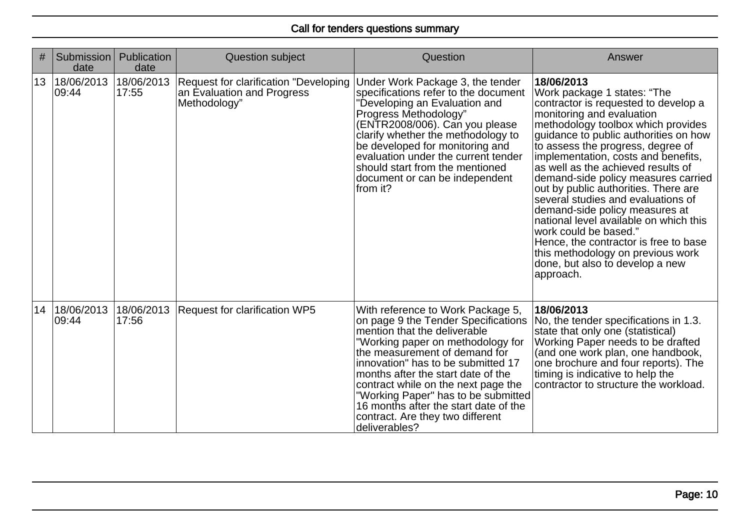## Call for tenders questions summary

| # | Submission date | Publication date | Question subject | Question | Answer |
|---|---|---|---|---|---|
| 13 | 18/06/2013 09:44 | 18/06/2013 17:55 | Request for clarification "Developing an Evaluation and Progress Methodology" | Under Work Package 3, the tender specifications refer to the document "Developing an Evaluation and Progress Methodology" (ENTR2008/006). Can you please clarify whether the methodology to be developed for monitoring and evaluation under the current tender should start from the mentioned document or can be independent from it? | **18/06/2013** Work package 1 states: "The contractor is requested to develop a monitoring and evaluation methodology toolbox which provides guidance to public authorities on how to assess the progress, degree of implementation, costs and benefits, as well as the achieved results of demand-side policy measures carried out by public authorities. There are several studies and evaluations of demand-side policy measures at national level available on which this work could be based." Hence, the contractor is free to base this methodology on previous work done, but also to develop a new approach. |
| 14 | 18/06/2013 09:44 | 18/06/2013 17:56 | Request for clarification WP5 | With reference to Work Package 5, on page 9 the Tender Specifications mention that the deliverable "Working paper on methodology for the measurement of demand for innovation" has to be submitted 17 months after the start date of the contract while on the next page the "Working Paper" has to be submitted 16 months after the start date of the contract. Are they two different deliverables? | **18/06/2013** No, the tender specifications in 1.3. state that only one (statistical) Working Paper needs to be drafted (and one work plan, one handbook, one brochure and four reports). The timing is indicative to help the contractor to structure the workload. |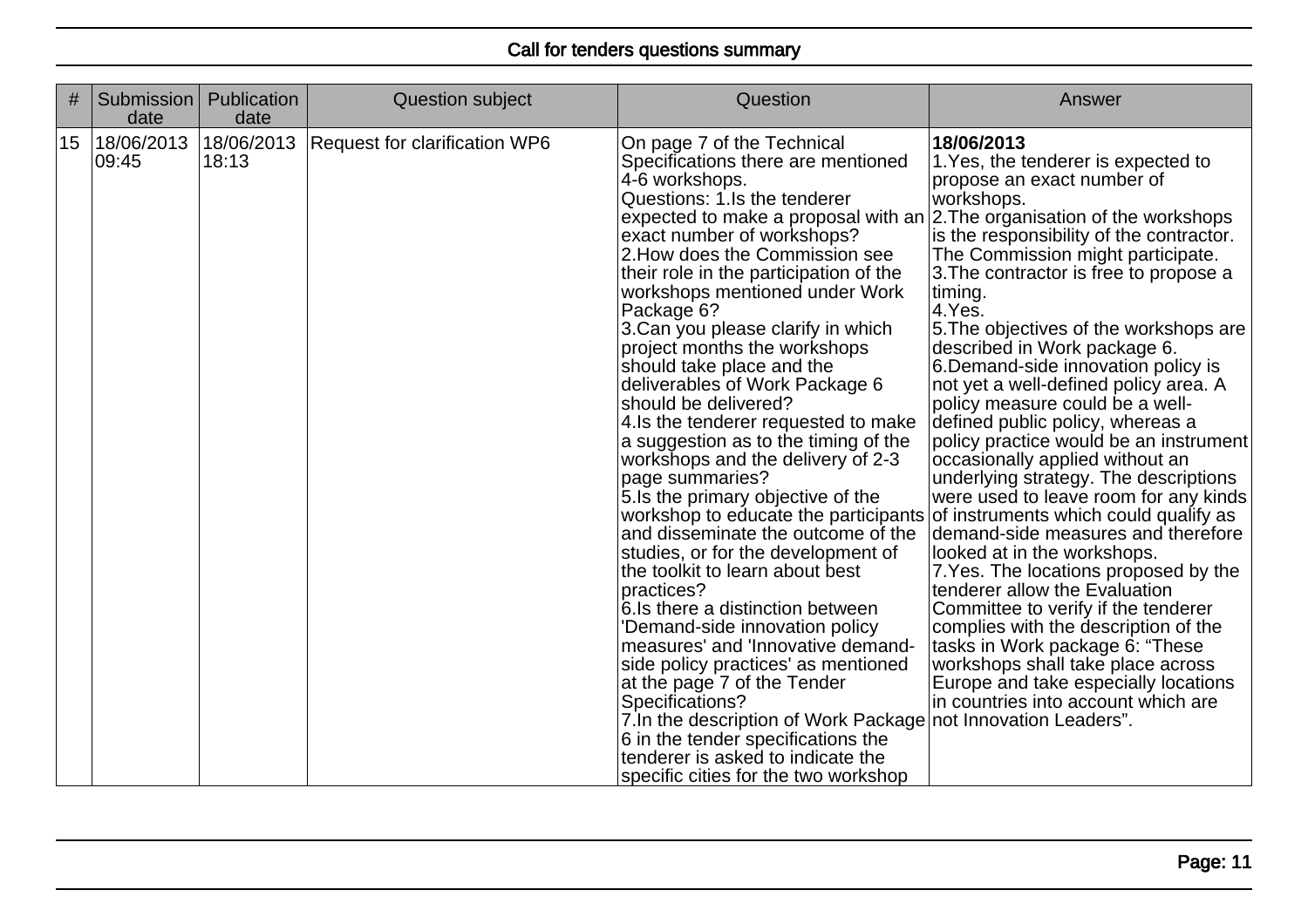## Call for tenders questions summary

| # | Submission date | Publication date | Question subject | Question | Answer |
|---|---|---|---|---|---|
| 15 | 18/06/2013 09:45 | 18/06/2013 18:13 | Request for clarification WP6 | On page 7 of the Technical Specifications there are mentioned 4-6 workshops.<br>Questions: 1.Is the tenderer expected to make a proposal with an exact number of workshops?<br>2.How does the Commission see their role in the participation of the workshops mentioned under Work Package 6?<br>3.Can you please clarify in which project months the workshops should take place and the deliverables of Work Package 6 should be delivered?<br>4.Is the tenderer requested to make a suggestion as to the timing of the workshops and the delivery of 2-3 page summaries?<br>5.Is the primary objective of the workshop to educate the participants and disseminate the outcome of the studies, or for the development of the toolkit to learn about best practices?<br>6.Is there a distinction between 'Demand-side innovation policy measures' and 'Innovative demand-side policy practices' as mentioned at the page 7 of the Tender Specifications?<br>7.In the description of Work Package 6 in the tender specifications the tenderer is asked to indicate the specific cities for the two workshop | **18/06/2013**<br>1.Yes, the tenderer is expected to propose an exact number of workshops.<br>2.The organisation of the workshops is the responsibility of the contractor. The Commission might participate.<br>3.The contractor is free to propose a timing.<br>4.Yes.<br>5.The objectives of the workshops are described in Work package 6.<br>6.Demand-side innovation policy is not yet a well-defined policy area. A policy measure could be a well-defined public policy, whereas a policy practice would be an instrument occasionally applied without an underlying strategy. The descriptions were used to leave room for any kinds of instruments which could qualify as demand-side measures and therefore looked at in the workshops.<br>7.Yes. The locations proposed by the tenderer allow the Evaluation Committee to verify if the tenderer complies with the description of the tasks in Work package 6: "These workshops shall take place across Europe and take especially locations in countries into account which are not Innovation Leaders". |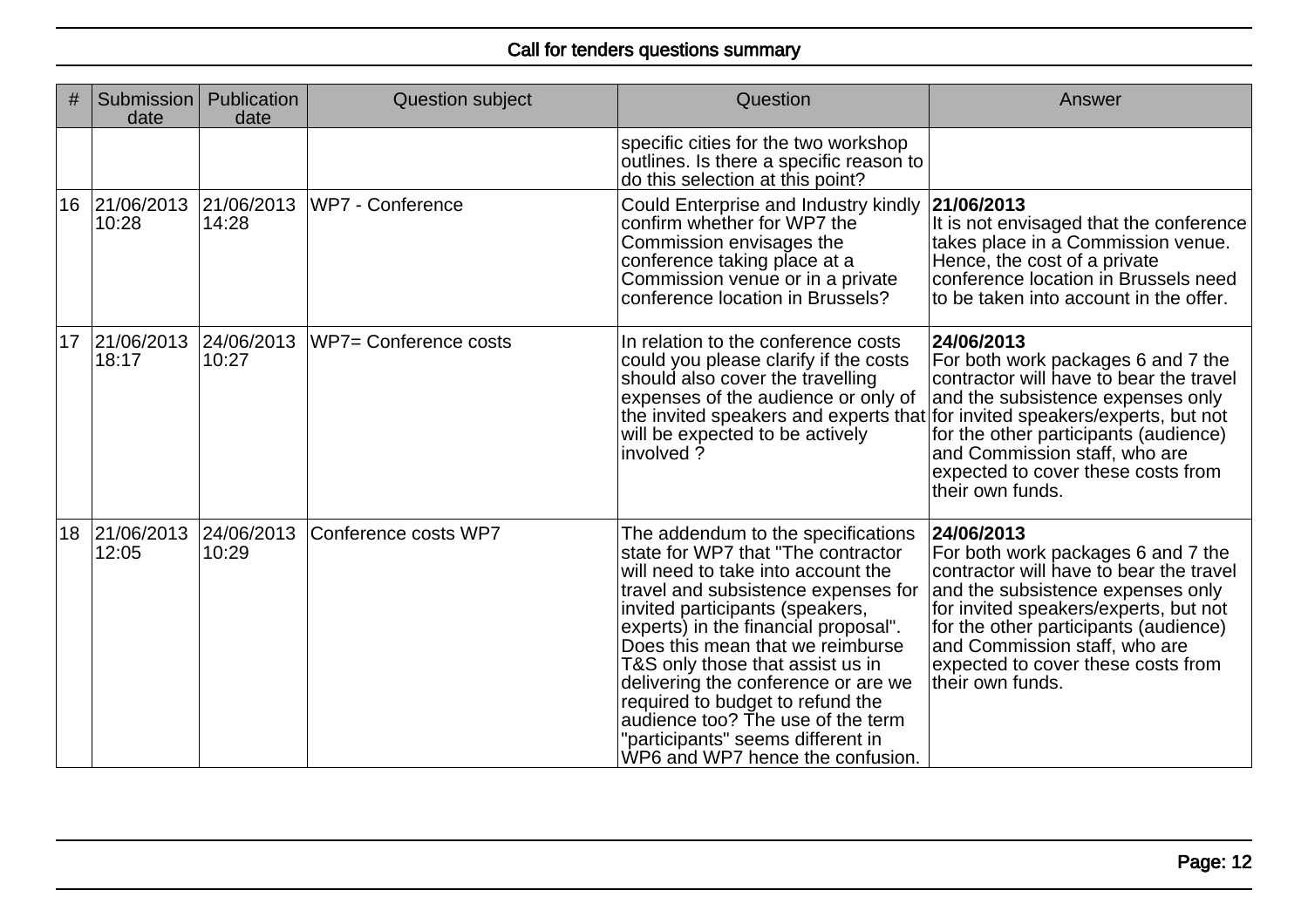| # | Submission date | Publication date | Question subject | Question | Answer |
|---|---|---|---|---|---|
| | | | | specific cities for the two workshop outlines. Is there a specific reason to do this selection at this point? | |
| 16 | 21/06/2013 10:28 | 21/06/2013 14:28 | WP7 - Conference | Could Enterprise and Industry kindly confirm whether for WP7 the Commission envisages the conference taking place at a Commission venue or in a private conference location in Brussels? | **21/06/2013** It is not envisaged that the conference takes place in a Commission venue. Hence, the cost of a private conference location in Brussels need to be taken into account in the offer. |
| 17 | 21/06/2013 18:17 | 24/06/2013 10:27 | WP7= Conference costs | In relation to the conference costs could you please clarify if the costs should also cover the travelling expenses of the audience or only of the invited speakers and experts that will be expected to be actively involved ? | **24/06/2013** For both work packages 6 and 7 the contractor will have to bear the travel and the subsistence expenses only for invited speakers/experts, but not for the other participants (audience) and Commission staff, who are expected to cover these costs from their own funds. |
| 18 | 21/06/2013 12:05 | 24/06/2013 10:29 | Conference costs WP7 | The addendum to the specifications state for WP7 that "The contractor will need to take into account the travel and subsistence expenses for invited participants (speakers, experts) in the financial proposal". Does this mean that we reimburse T&S only those that assist us in delivering the conference or are we required to budget to refund the audience too? The use of the term "participants" seems different in WP6 and WP7 hence the confusion. | **24/06/2013** For both work packages 6 and 7 the contractor will have to bear the travel and the subsistence expenses only for invited speakers/experts, but not for the other participants (audience) and Commission staff, who are expected to cover these costs from their own funds. |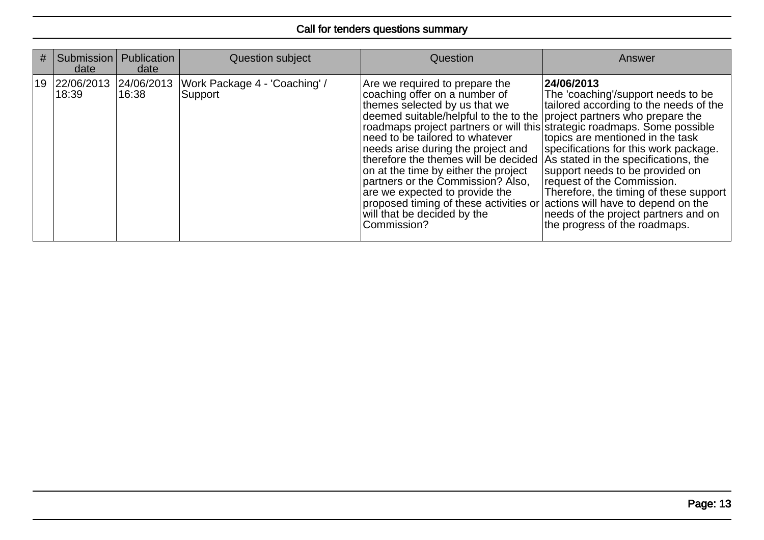| # | Submission date | Publication date | Question subject | Question | Answer |
|---|---|---|---|---|---|
| 19 | 22/06/2013 18:39 | 24/06/2013 16:38 | Work Package 4 - 'Coaching' / Support | Are we required to prepare the coaching offer on a number of themes selected by us that we deemed suitable/helpful to the to the roadmaps project partners or will this need to be tailored to whatever needs arise during the project and therefore the themes will be decided on at the time by either the project partners or the Commission? Also, are we expected to provide the proposed timing of these activities or will that be decided by the Commission? | **24/06/2013** The 'coaching'/support needs to be tailored according to the needs of the project partners who prepare the strategic roadmaps. Some possible topics are mentioned in the task specifications for this work package. As stated in the specifications, the support needs to be provided on request of the Commission. Therefore, the timing of these support actions will have to depend on the needs of the project partners and on the progress of the roadmaps. |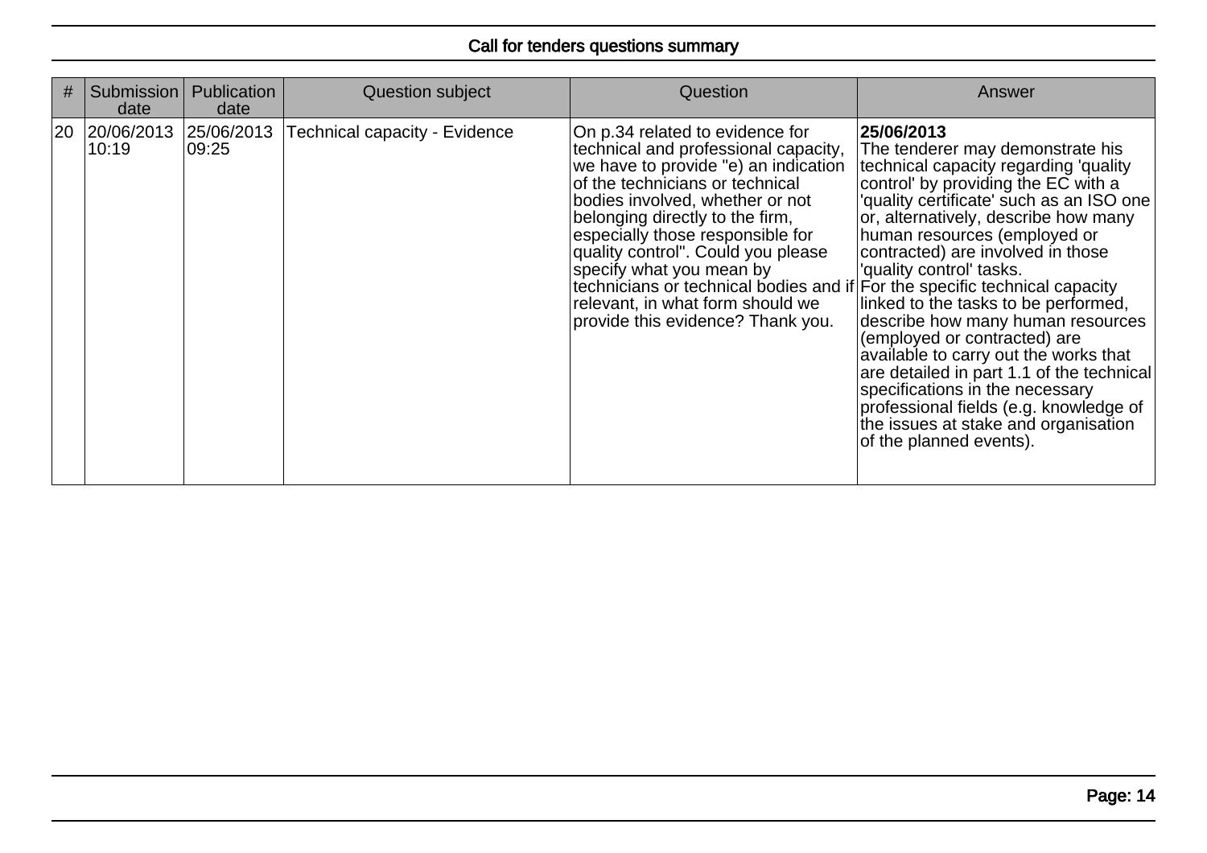Call for tenders questions summary

| # | Submission date | Publication date | Question subject | Question | Answer |
|---|---|---|---|---|---|
| 20 | 20/06/2013 10:19 | 25/06/2013 09:25 | Technical capacity - Evidence | On p.34 related to evidence for technical and professional capacity, we have to provide "e) an indication of the technicians or technical bodies involved, whether or not belonging directly to the firm, especially those responsible for quality control". Could you please specify what you mean by technicians or technical bodies and if relevant, in what form should we provide this evidence? Thank you. | **25/06/2013** The tenderer may demonstrate his technical capacity regarding 'quality control' by providing the EC with a 'quality certificate' such as an ISO one or, alternatively, describe how many human resources (employed or contracted) are involved in those 'quality control' tasks. For the specific technical capacity linked to the tasks to be performed, describe how many human resources (employed or contracted) are available to carry out the works that are detailed in part 1.1 of the technical specifications in the necessary professional fields (e.g. knowledge of the issues at stake and organisation of the planned events). |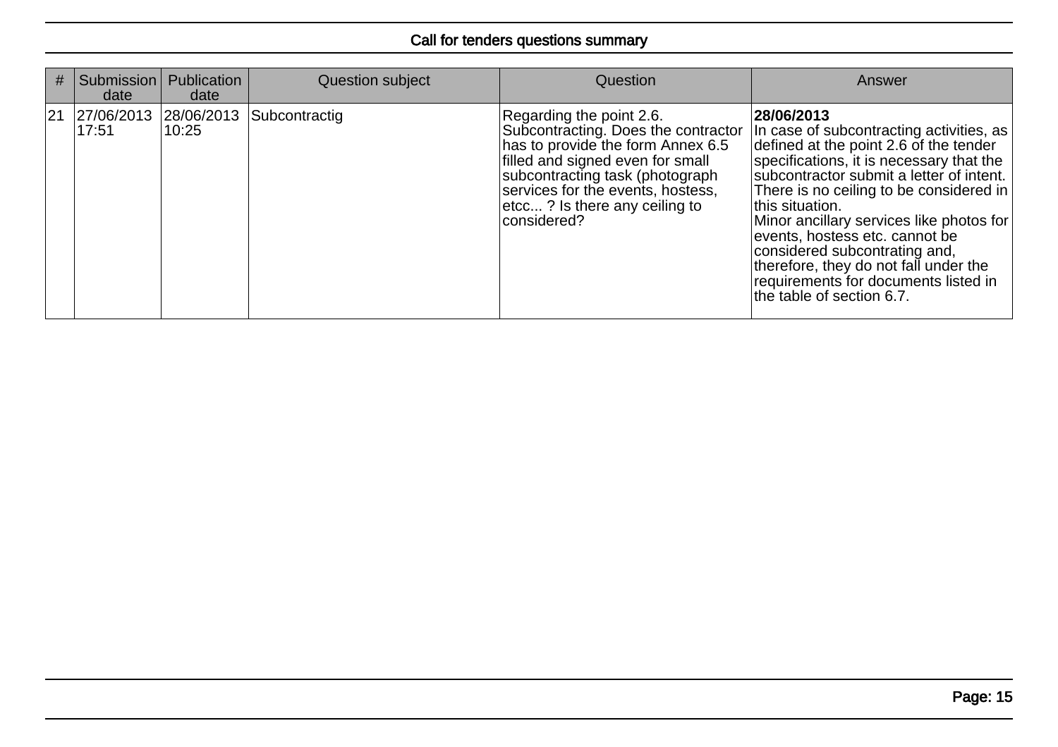# Call for tenders questions summary

| # | Submission date | Publication date | Question subject | Question | Answer |
|---|---|---|---|---|---|
| 21 | 27/06/2013 17:51 | 28/06/2013 10:25 | Subcontractig | Regarding the point 2.6. Subcontracting. Does the contractor has to provide the form Annex 6.5 filled and signed even for small subcontracting task (photograph services for the events, hostess, etcc... ? Is there any ceiling to considered? | **28/06/2013** In case of subcontracting activities, as defined at the point 2.6 of the tender specifications, it is necessary that the subcontractor submit a letter of intent. There is no ceiling to be considered in this situation. Minor ancillary services like photos for events, hostess etc. cannot be considered subcontrating and, therefore, they do not fall under the requirements for documents listed in the table of section 6.7. |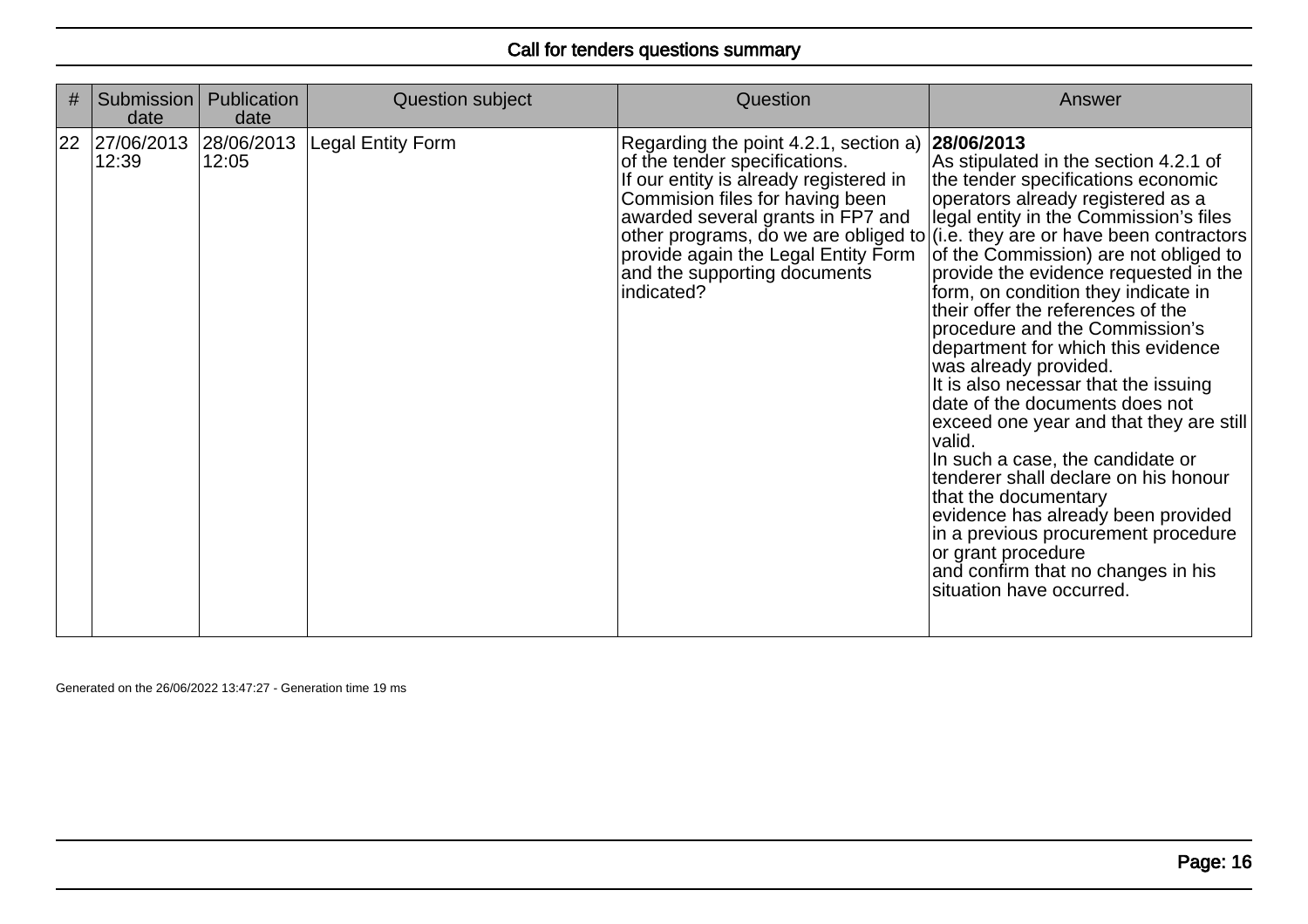## Call for tenders questions summary

| # | Submission date | Publication date | Question subject | Question | Answer |
|---|---|---|---|---|---|
| 22 | 27/06/2013 12:39 | 28/06/2013 12:05 | Legal Entity Form | Regarding the point 4.2.1, section a) of the tender specifications. If our entity is already registered in Commision files for having been awarded several grants in FP7 and other programs, do we are obliged to provide again the Legal Entity Form and the supporting documents indicated? | **28/06/2013** As stipulated in the section 4.2.1 of the tender specifications economic operators already registered as a legal entity in the Commission's files (i.e. they are or have been contractors of the Commission) are not obliged to provide the evidence requested in the form, on condition they indicate in their offer the references of the procedure and the Commission's department for which this evidence was already provided. It is also necessar that the issuing date of the documents does not exceed one year and that they are still valid. In such a case, the candidate or tenderer shall declare on his honour that the documentary evidence has already been provided in a previous procurement procedure or grant procedure and confirm that no changes in his situation have occurred. |

Generated on the 26/06/2022 13:47:27 - Generation time 19 ms